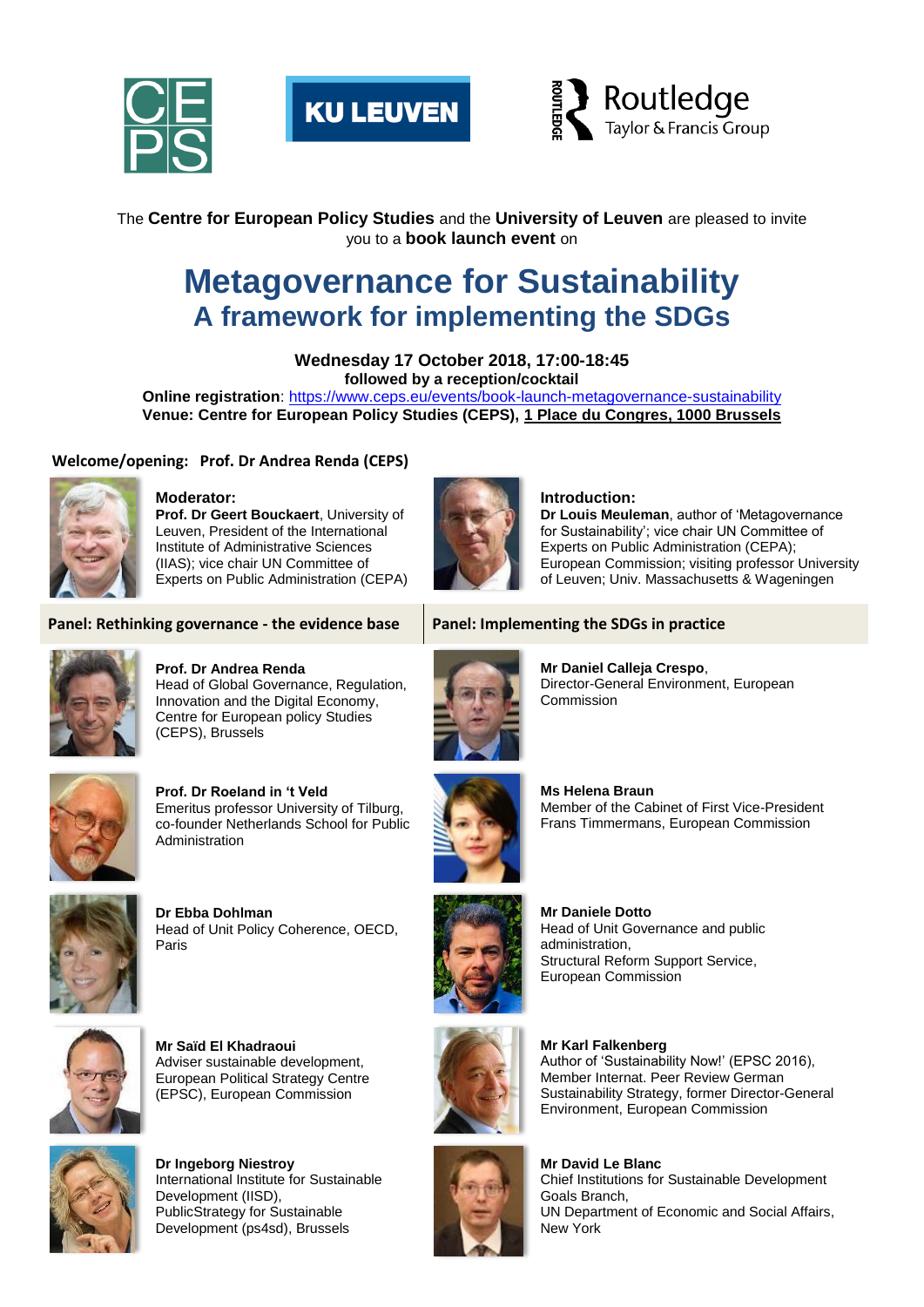CEPS KU LEUVEN Routledge Taylor & Francis Group

The **Centre for European Policy Studies** and the **University of Leuven** are pleased to invite you to a **book launch event** on

# Metagovernance for Sustainability
## A framework for implementing the SDGs

**Wednesday 17 October 2018, 17:00-18:45**
**followed by a reception/cocktail**
**Online registration**: https://www.ceps.eu/events/book-launch-metagovernance-sustainability
**Venue: Centre for European Policy Studies (CEPS), 1 Place du Congres, 1000 Brussels**

**Welcome/opening: Prof. Dr Andrea Renda (CEPS)**

**Moderator:**
**Prof. Dr Geert Bouckaert**, University of Leuven, President of the International Institute of Administrative Sciences (IIAS); vice chair UN Committee of Experts on Public Administration (CEPA)

**Introduction:**
**Dr Louis Meuleman**, author of 'Metagovernance for Sustainability'; vice chair UN Committee of Experts on Public Administration (CEPA); European Commission; visiting professor University of Leuven; Univ. Massachusetts & Wageningen

### Panel: Rethinking governance - the evidence base

**Prof. Dr Andrea Renda**
Head of Global Governance, Regulation, Innovation and the Digital Economy, Centre for European policy Studies (CEPS), Brussels

**Prof. Dr Roeland in 't Veld**
Emeritus professor University of Tilburg, co-founder Netherlands School for Public Administration

**Dr Ebba Dohlman**
Head of Unit Policy Coherence, OECD, Paris

**Mr Saïd El Khadraoui**
Adviser sustainable development, European Political Strategy Centre (EPSC), European Commission

**Dr Ingeborg Niestroy**
International Institute for Sustainable Development (IISD),
PublicStrategy for Sustainable Development (ps4sd), Brussels

### Panel: Implementing the SDGs in practice

**Mr Daniel Calleja Crespo**,
Director-General Environment, European Commission

**Ms Helena Braun**
Member of the Cabinet of First Vice-President Frans Timmermans, European Commission

**Mr Daniele Dotto**
Head of Unit Governance and public administration,
Structural Reform Support Service, European Commission

**Mr Karl Falkenberg**
Author of 'Sustainability Now!' (EPSC 2016), Member Internat. Peer Review German Sustainability Strategy, former Director-General Environment, European Commission

**Mr David Le Blanc**
Chief Institutions for Sustainable Development Goals Branch,
UN Department of Economic and Social Affairs, New York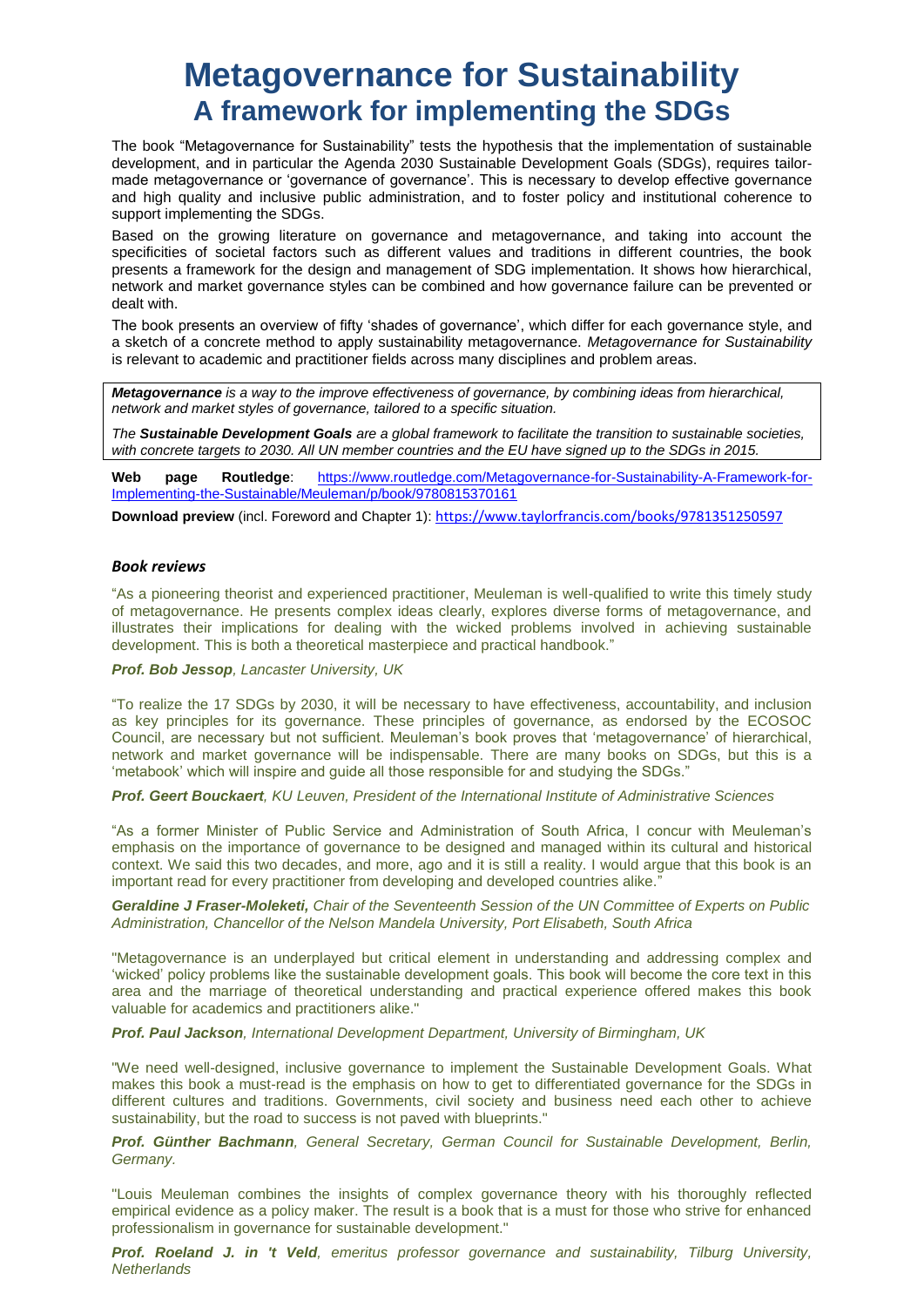# Metagovernance for Sustainability

## A framework for implementing the SDGs

The book "Metagovernance for Sustainability" tests the hypothesis that the implementation of sustainable development, and in particular the Agenda 2030 Sustainable Development Goals (SDGs), requires tailor-made metagovernance or 'governance of governance'. This is necessary to develop effective governance and high quality and inclusive public administration, and to foster policy and institutional coherence to support implementing the SDGs.

Based on the growing literature on governance and metagovernance, and taking into account the specificities of societal factors such as different values and traditions in different countries, the book presents a framework for the design and management of SDG implementation. It shows how hierarchical, network and market governance styles can be combined and how governance failure can be prevented or dealt with.

The book presents an overview of fifty 'shades of governance', which differ for each governance style, and a sketch of a concrete method to apply sustainability metagovernance. *Metagovernance for Sustainability* is relevant to academic and practitioner fields across many disciplines and problem areas.

> ***Metagovernance** is a way to the improve effectiveness of governance, by combining ideas from hierarchical, network and market styles of governance, tailored to a specific situation.*
>
> *The **Sustainable Development Goals** are a global framework to facilitate the transition to sustainable societies, with concrete targets to 2030. All UN member countries and the EU have signed up to the SDGs in 2015.*

**Web page Routledge**: https://www.routledge.com/Metagovernance-for-Sustainability-A-Framework-for-Implementing-the-Sustainable/Meuleman/p/book/9780815370161

**Download preview** (incl. Foreword and Chapter 1): https://www.taylorfrancis.com/books/9781351250597

### *Book reviews*

"As a pioneering theorist and experienced practitioner, Meuleman is well-qualified to write this timely study of metagovernance. He presents complex ideas clearly, explores diverse forms of metagovernance, and illustrates their implications for dealing with the wicked problems involved in achieving sustainable development. This is both a theoretical masterpiece and practical handbook."

***Prof. Bob Jessop**, Lancaster University, UK*

"To realize the 17 SDGs by 2030, it will be necessary to have effectiveness, accountability, and inclusion as key principles for its governance. These principles of governance, as endorsed by the ECOSOC Council, are necessary but not sufficient. Meuleman's book proves that 'metagovernance' of hierarchical, network and market governance will be indispensable. There are many books on SDGs, but this is a 'metabook' which will inspire and guide all those responsible for and studying the SDGs."

***Prof. Geert Bouckaert**, KU Leuven, President of the International Institute of Administrative Sciences*

"As a former Minister of Public Service and Administration of South Africa, I concur with Meuleman's emphasis on the importance of governance to be designed and managed within its cultural and historical context. We said this two decades, and more, ago and it is still a reality. I would argue that this book is an important read for every practitioner from developing and developed countries alike."

***Geraldine J Fraser-Moleketi,** Chair of the Seventeenth Session of the UN Committee of Experts on Public Administration, Chancellor of the Nelson Mandela University, Port Elisabeth, South Africa*

"Metagovernance is an underplayed but critical element in understanding and addressing complex and 'wicked' policy problems like the sustainable development goals. This book will become the core text in this area and the marriage of theoretical understanding and practical experience offered makes this book valuable for academics and practitioners alike."

***Prof. Paul Jackson**, International Development Department, University of Birmingham, UK*

"We need well-designed, inclusive governance to implement the Sustainable Development Goals. What makes this book a must-read is the emphasis on how to get to differentiated governance for the SDGs in different cultures and traditions. Governments, civil society and business need each other to achieve sustainability, but the road to success is not paved with blueprints."

***Prof. Günther Bachmann**, General Secretary, German Council for Sustainable Development, Berlin, Germany.*

"Louis Meuleman combines the insights of complex governance theory with his thoroughly reflected empirical evidence as a policy maker. The result is a book that is a must for those who strive for enhanced professionalism in governance for sustainable development."

***Prof. Roeland J. in 't Veld**, emeritus professor governance and sustainability, Tilburg University, Netherlands*